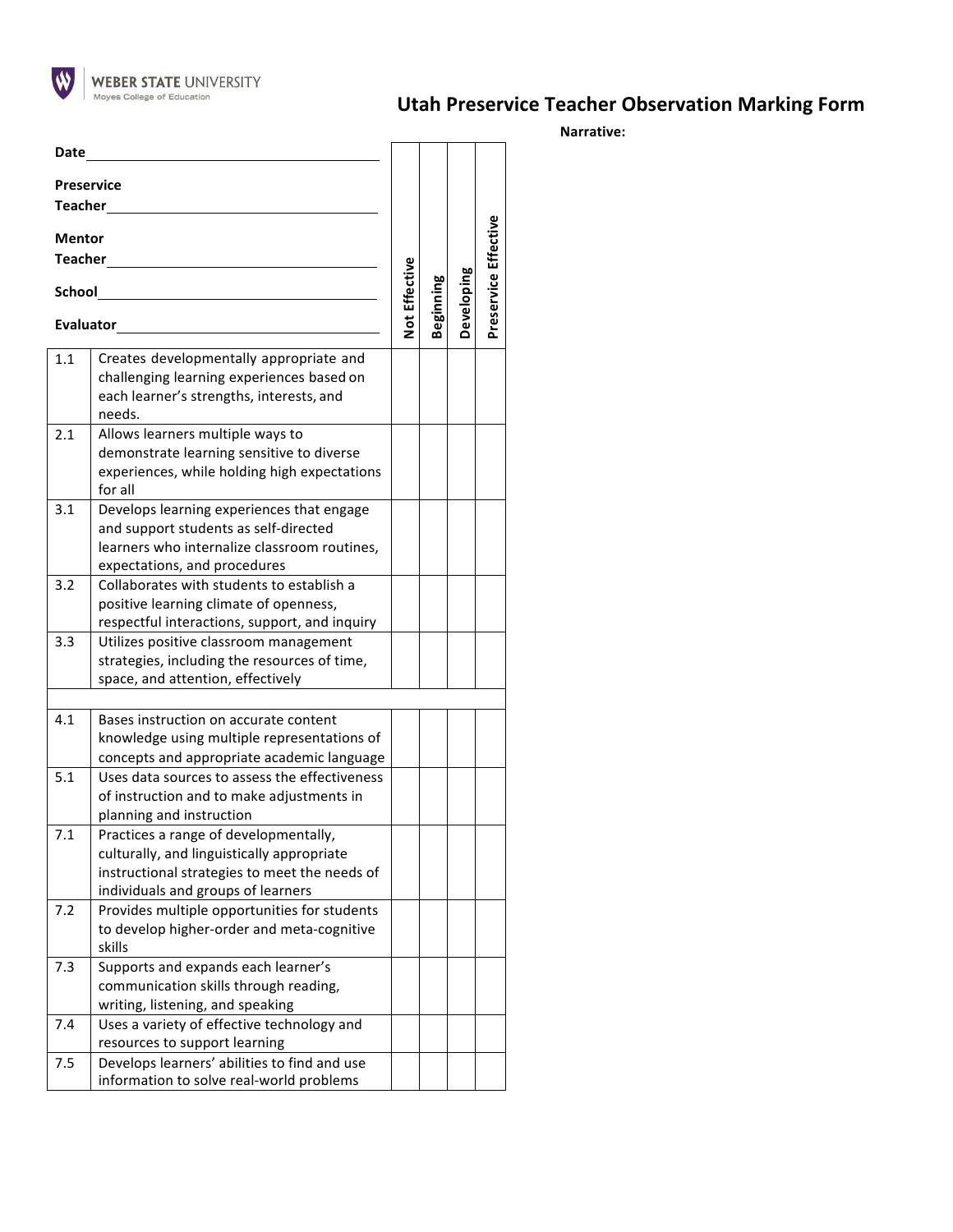WEBER STATE UNIVERSITY
Moyes College of Education

# Utah Preservice Teacher Observation Marking Form

**Narrative:**

**Date** ______________________

**Preservice Teacher** ______________________

**Mentor Teacher** ______________________

**School** ______________________

**Evaluator** ______________________

| | | Not Effective | Beginning | Developing | Preservice Effective |
|---|---|---|---|---|---|
| 1.1 | Creates developmentally appropriate and challenging learning experiences based on each learner's strengths, interests, and needs. | | | | |
| 2.1 | Allows learners multiple ways to demonstrate learning sensitive to diverse experiences, while holding high expectations for all | | | | |
| 3.1 | Develops learning experiences that engage and support students as self-directed learners who internalize classroom routines, expectations, and procedures | | | | |
| 3.2 | Collaborates with students to establish a positive learning climate of openness, respectful interactions, support, and inquiry | | | | |
| 3.3 | Utilizes positive classroom management strategies, including the resources of time, space, and attention, effectively | | | | |
| | | | | | |
| 4.1 | Bases instruction on accurate content knowledge using multiple representations of concepts and appropriate academic language | | | | |
| 5.1 | Uses data sources to assess the effectiveness of instruction and to make adjustments in planning and instruction | | | | |
| 7.1 | Practices a range of developmentally, culturally, and linguistically appropriate instructional strategies to meet the needs of individuals and groups of learners | | | | |
| 7.2 | Provides multiple opportunities for students to develop higher-order and meta-cognitive skills | | | | |
| 7.3 | Supports and expands each learner's communication skills through reading, writing, listening, and speaking | | | | |
| 7.4 | Uses a variety of effective technology and resources to support learning | | | | |
| 7.5 | Develops learners' abilities to find and use information to solve real-world problems | | | | |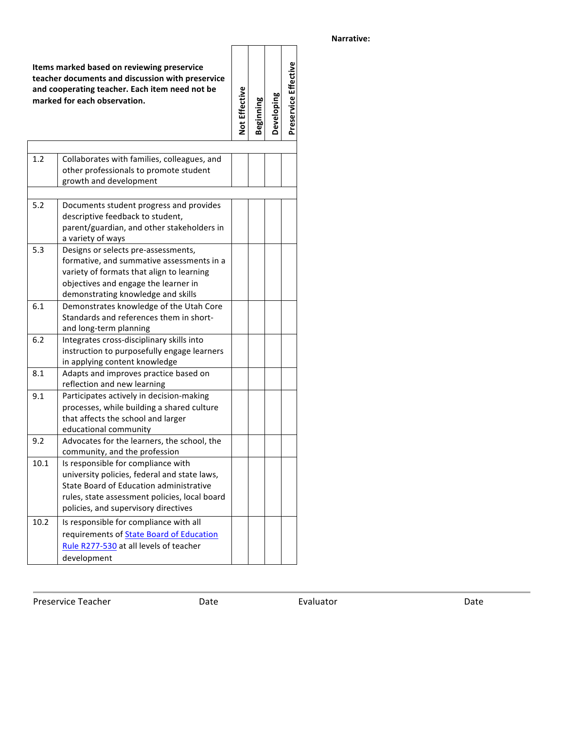**Narrative:**

| **Items marked based on reviewing preservice teacher documents and discussion with preservice and cooperating teacher. Each item need not be marked for each observation.** | | **Not Effective** | **Beginning** | **Developing** | **Preservice Effective** |
|---|---|---|---|---|---|
| | | | | | |
| 1.2 | Collaborates with families, colleagues, and other professionals to promote student growth and development | | | | |
| | | | | | |
| 5.2 | Documents student progress and provides descriptive feedback to student, parent/guardian, and other stakeholders in a variety of ways | | | | |
| 5.3 | Designs or selects pre-assessments, formative, and summative assessments in a variety of formats that align to learning objectives and engage the learner in demonstrating knowledge and skills | | | | |
| 6.1 | Demonstrates knowledge of the Utah Core Standards and references them in short- and long-term planning | | | | |
| 6.2 | Integrates cross-disciplinary skills into instruction to purposefully engage learners in applying content knowledge | | | | |
| 8.1 | Adapts and improves practice based on reflection and new learning | | | | |
| 9.1 | Participates actively in decision-making processes, while building a shared culture that affects the school and larger educational community | | | | |
| 9.2 | Advocates for the learners, the school, the community, and the profession | | | | |
| 10.1 | Is responsible for compliance with university policies, federal and state laws, State Board of Education administrative rules, state assessment policies, local board policies, and supervisory directives | | | | |
| 10.2 | Is responsible for compliance with all requirements of State Board of Education Rule R277-530 at all levels of teacher development | | | | |

Preservice Teacher　　　　Date　　　　Evaluator　　　　Date